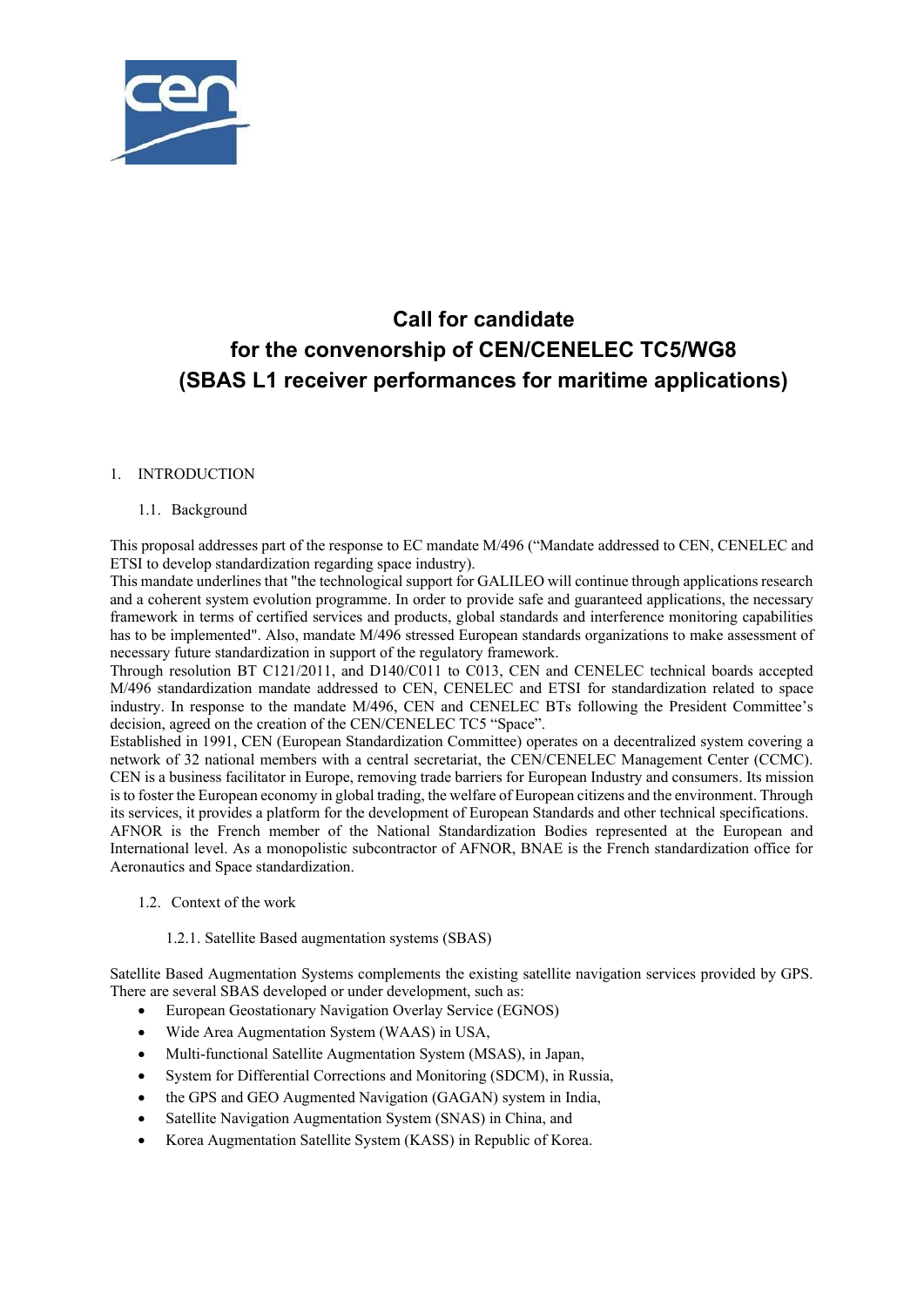# Call for candidate
# for the convenorship of CEN/CENELEC TC5/WG8
# (SBAS L1 receiver performances for maritime applications)

## 1. INTRODUCTION

### 1.1. Background

This proposal addresses part of the response to EC mandate M/496 ("Mandate addressed to CEN, CENELEC and ETSI to develop standardization regarding space industry).
This mandate underlines that "the technological support for GALILEO will continue through applications research and a coherent system evolution programme. In order to provide safe and guaranteed applications, the necessary framework in terms of certified services and products, global standards and interference monitoring capabilities has to be implemented". Also, mandate M/496 stressed European standards organizations to make assessment of necessary future standardization in support of the regulatory framework.
Through resolution BT C121/2011, and D140/C011 to C013, CEN and CENELEC technical boards accepted M/496 standardization mandate addressed to CEN, CENELEC and ETSI for standardization related to space industry. In response to the mandate M/496, CEN and CENELEC BTs following the President Committee's decision, agreed on the creation of the CEN/CENELEC TC5 "Space".
Established in 1991, CEN (European Standardization Committee) operates on a decentralized system covering a network of 32 national members with a central secretariat, the CEN/CENELEC Management Center (CCMC). CEN is a business facilitator in Europe, removing trade barriers for European Industry and consumers. Its mission is to foster the European economy in global trading, the welfare of European citizens and the environment. Through its services, it provides a platform for the development of European Standards and other technical specifications.
AFNOR is the French member of the National Standardization Bodies represented at the European and International level. As a monopolistic subcontractor of AFNOR, BNAE is the French standardization office for Aeronautics and Space standardization.

### 1.2. Context of the work

#### 1.2.1. Satellite Based augmentation systems (SBAS)

Satellite Based Augmentation Systems complements the existing satellite navigation services provided by GPS. There are several SBAS developed or under development, such as:

- European Geostationary Navigation Overlay Service (EGNOS)
- Wide Area Augmentation System (WAAS) in USA,
- Multi-functional Satellite Augmentation System (MSAS), in Japan,
- System for Differential Corrections and Monitoring (SDCM), in Russia,
- the GPS and GEO Augmented Navigation (GAGAN) system in India,
- Satellite Navigation Augmentation System (SNAS) in China, and
- Korea Augmentation Satellite System (KASS) in Republic of Korea.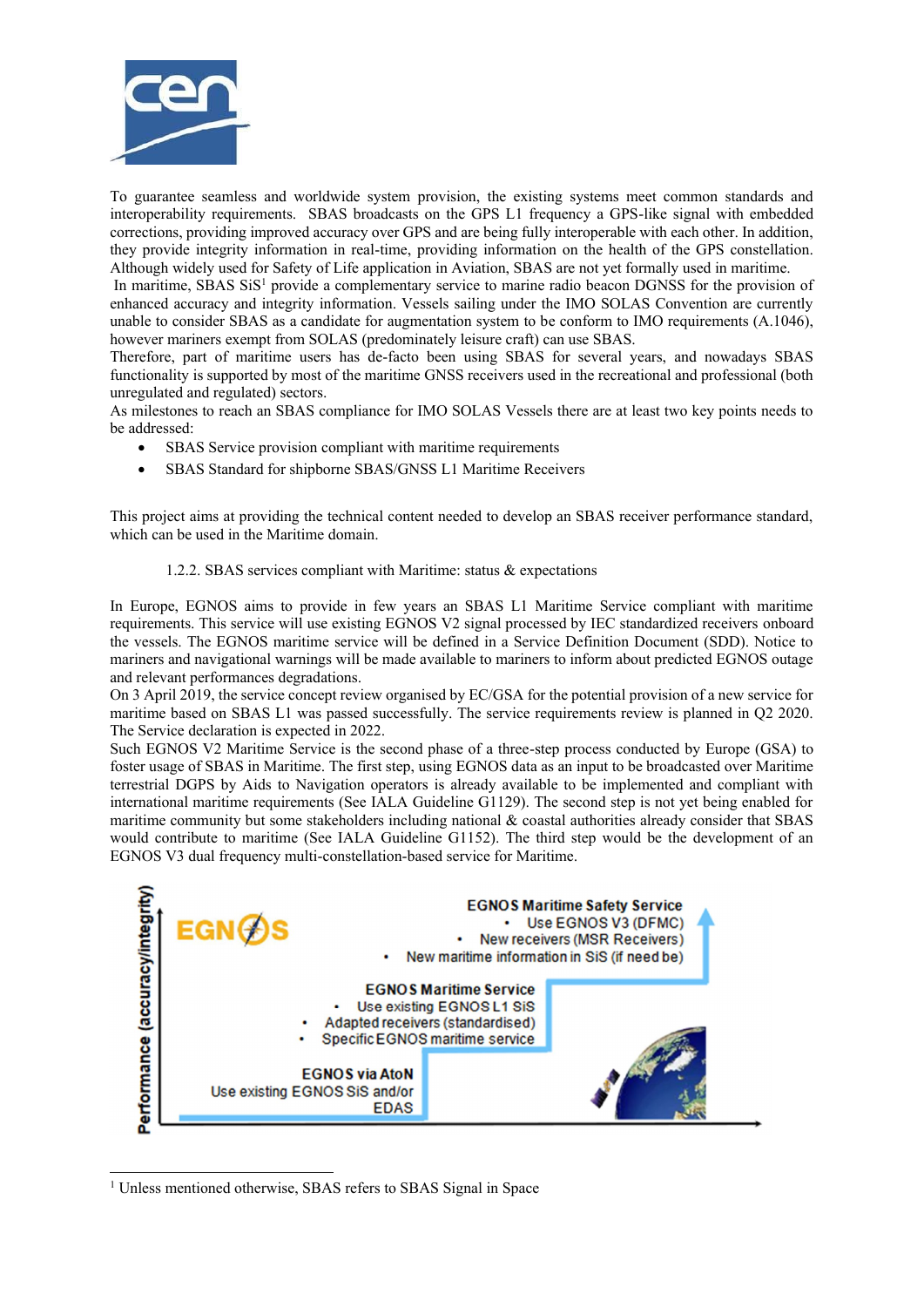To guarantee seamless and worldwide system provision, the existing systems meet common standards and interoperability requirements. SBAS broadcasts on the GPS L1 frequency a GPS-like signal with embedded corrections, providing improved accuracy over GPS and are being fully interoperable with each other. In addition, they provide integrity information in real-time, providing information on the health of the GPS constellation. Although widely used for Safety of Life application in Aviation, SBAS are not yet formally used in maritime.

In maritime, SBAS SiS[1] provide a complementary service to marine radio beacon DGNSS for the provision of enhanced accuracy and integrity information. Vessels sailing under the IMO SOLAS Convention are currently unable to consider SBAS as a candidate for augmentation system to be conform to IMO requirements (A.1046), however mariners exempt from SOLAS (predominately leisure craft) can use SBAS.

Therefore, part of maritime users has de-facto been using SBAS for several years, and nowadays SBAS functionality is supported by most of the maritime GNSS receivers used in the recreational and professional (both unregulated and regulated) sectors.

As milestones to reach an SBAS compliance for IMO SOLAS Vessels there are at least two key points needs to be addressed:

- SBAS Service provision compliant with maritime requirements
- SBAS Standard for shipborne SBAS/GNSS L1 Maritime Receivers

This project aims at providing the technical content needed to develop an SBAS receiver performance standard, which can be used in the Maritime domain.

### 1.2.2. SBAS services compliant with Maritime: status & expectations

In Europe, EGNOS aims to provide in few years an SBAS L1 Maritime Service compliant with maritime requirements. This service will use existing EGNOS V2 signal processed by IEC standardized receivers onboard the vessels. The EGNOS maritime service will be defined in a Service Definition Document (SDD). Notice to mariners and navigational warnings will be made available to mariners to inform about predicted EGNOS outage and relevant performances degradations.

On 3 April 2019, the service concept review organised by EC/GSA for the potential provision of a new service for maritime based on SBAS L1 was passed successfully. The service requirements review is planned in Q2 2020. The Service declaration is expected in 2022.

Such EGNOS V2 Maritime Service is the second phase of a three-step process conducted by Europe (GSA) to foster usage of SBAS in Maritime. The first step, using EGNOS data as an input to be broadcasted over Maritime terrestrial DGPS by Aids to Navigation operators is already available to be implemented and compliant with international maritime requirements (See IALA Guideline G1129). The second step is not yet being enabled for maritime community but some stakeholders including national & coastal authorities already consider that SBAS would contribute to maritime (See IALA Guideline G1152). The third step would be the development of an EGNOS V3 dual frequency multi-constellation-based service for Maritime.

Performance (accuracy/integrity)

EGNOS

**EGNOS via AtoN**
Use existing EGNOS SiS and/or EDAS

**EGNOS Maritime Service**
- Use existing EGNOS L1 SiS
- Adapted receivers (standardised)
- Specific EGNOS maritime service

**EGNOS Maritime Safety Service**
- Use EGNOS V3 (DFMC)
- New receivers (MSR Receivers)
- New maritime information in SiS (if need be)

---

[1] Unless mentioned otherwise, SBAS refers to SBAS Signal in Space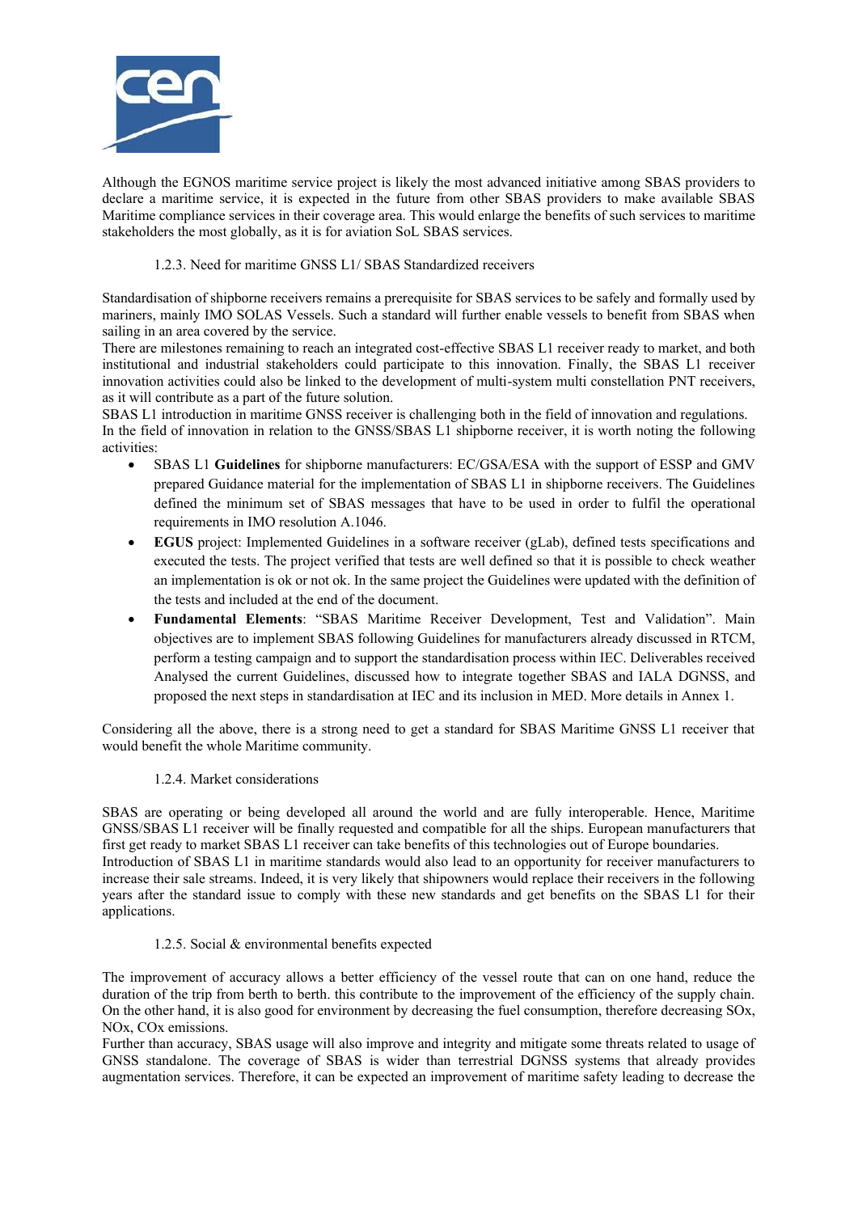Although the EGNOS maritime service project is likely the most advanced initiative among SBAS providers to declare a maritime service, it is expected in the future from other SBAS providers to make available SBAS Maritime compliance services in their coverage area. This would enlarge the benefits of such services to maritime stakeholders the most globally, as it is for aviation SoL SBAS services.

### 1.2.3. Need for maritime GNSS L1/ SBAS Standardized receivers

Standardisation of shipborne receivers remains a prerequisite for SBAS services to be safely and formally used by mariners, mainly IMO SOLAS Vessels. Such a standard will further enable vessels to benefit from SBAS when sailing in an area covered by the service.
There are milestones remaining to reach an integrated cost-effective SBAS L1 receiver ready to market, and both institutional and industrial stakeholders could participate to this innovation. Finally, the SBAS L1 receiver innovation activities could also be linked to the development of multi-system multi constellation PNT receivers, as it will contribute as a part of the future solution.
SBAS L1 introduction in maritime GNSS receiver is challenging both in the field of innovation and regulations.
In the field of innovation in relation to the GNSS/SBAS L1 shipborne receiver, it is worth noting the following activities:

- SBAS L1 **Guidelines** for shipborne manufacturers: EC/GSA/ESA with the support of ESSP and GMV prepared Guidance material for the implementation of SBAS L1 in shipborne receivers. The Guidelines defined the minimum set of SBAS messages that have to be used in order to fulfil the operational requirements in IMO resolution A.1046.
- **EGUS** project: Implemented Guidelines in a software receiver (gLab), defined tests specifications and executed the tests. The project verified that tests are well defined so that it is possible to check weather an implementation is ok or not ok. In the same project the Guidelines were updated with the definition of the tests and included at the end of the document.
- **Fundamental Elements**: "SBAS Maritime Receiver Development, Test and Validation". Main objectives are to implement SBAS following Guidelines for manufacturers already discussed in RTCM, perform a testing campaign and to support the standardisation process within IEC. Deliverables received Analysed the current Guidelines, discussed how to integrate together SBAS and IALA DGNSS, and proposed the next steps in standardisation at IEC and its inclusion in MED. More details in Annex 1.

Considering all the above, there is a strong need to get a standard for SBAS Maritime GNSS L1 receiver that would benefit the whole Maritime community.

### 1.2.4. Market considerations

SBAS are operating or being developed all around the world and are fully interoperable. Hence, Maritime GNSS/SBAS L1 receiver will be finally requested and compatible for all the ships. European manufacturers that first get ready to market SBAS L1 receiver can take benefits of this technologies out of Europe boundaries.
Introduction of SBAS L1 in maritime standards would also lead to an opportunity for receiver manufacturers to increase their sale streams. Indeed, it is very likely that shipowners would replace their receivers in the following years after the standard issue to comply with these new standards and get benefits on the SBAS L1 for their applications.

### 1.2.5. Social & environmental benefits expected

The improvement of accuracy allows a better efficiency of the vessel route that can on one hand, reduce the duration of the trip from berth to berth. this contribute to the improvement of the efficiency of the supply chain. On the other hand, it is also good for environment by decreasing the fuel consumption, therefore decreasing SOx, NOx, COx emissions.
Further than accuracy, SBAS usage will also improve and integrity and mitigate some threats related to usage of GNSS standalone. The coverage of SBAS is wider than terrestrial DGNSS systems that already provides augmentation services. Therefore, it can be expected an improvement of maritime safety leading to decrease the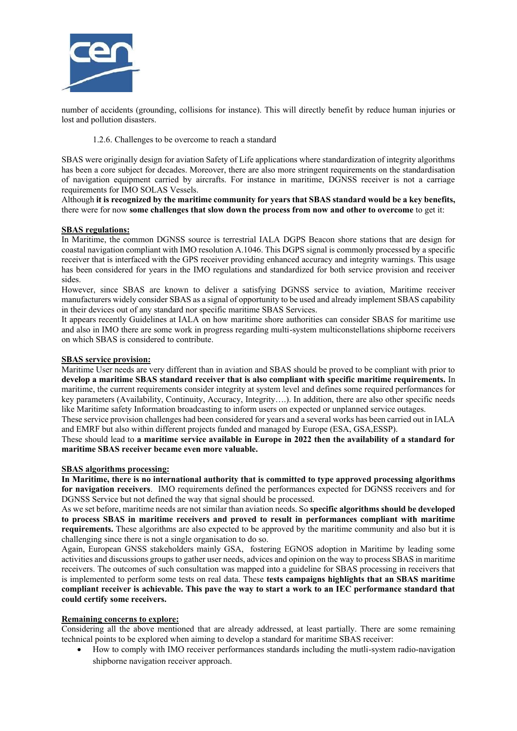number of accidents (grounding, collisions for instance). This will directly benefit by reduce human injuries or lost and pollution disasters.

### 1.2.6. Challenges to be overcome to reach a standard

SBAS were originally design for aviation Safety of Life applications where standardization of integrity algorithms has been a core subject for decades. Moreover, there are also more stringent requirements on the standardisation of navigation equipment carried by aircrafts. For instance in maritime, DGNSS receiver is not a carriage requirements for IMO SOLAS Vessels.
Although **it is recognized by the maritime community for years that SBAS standard would be a key benefits,** there were for now **some challenges that slow down the process from now and other to overcome** to get it:

**SBAS regulations:**
In Maritime, the common DGNSS source is terrestrial IALA DGPS Beacon shore stations that are design for coastal navigation compliant with IMO resolution A.1046. This DGPS signal is commonly processed by a specific receiver that is interfaced with the GPS receiver providing enhanced accuracy and integrity warnings. This usage has been considered for years in the IMO regulations and standardized for both service provision and receiver sides.
However, since SBAS are known to deliver a satisfying DGNSS service to aviation, Maritime receiver manufacturers widely consider SBAS as a signal of opportunity to be used and already implement SBAS capability in their devices out of any standard nor specific maritime SBAS Services.
It appears recently Guidelines at IALA on how maritime shore authorities can consider SBAS for maritime use and also in IMO there are some work in progress regarding multi-system multiconstellations shipborne receivers on which SBAS is considered to contribute.

**SBAS service provision:**
Maritime User needs are very different than in aviation and SBAS should be proved to be compliant with prior to **develop a maritime SBAS standard receiver that is also compliant with specific maritime requirements.** In maritime, the current requirements consider integrity at system level and defines some required performances for key parameters (Availability, Continuity, Accuracy, Integrity….). In addition, there are also other specific needs like Maritime safety Information broadcasting to inform users on expected or unplanned service outages.
These service provision challenges had been considered for years and a several works has been carried out in IALA and EMRF but also within different projects funded and managed by Europe (ESA, GSA,ESSP).
These should lead to **a maritime service available in Europe in 2022 then the availability of a standard for maritime SBAS receiver became even more valuable.**

**SBAS algorithms processing:**
**In Maritime, there is no international authority that is committed to type approved processing algorithms for navigation receivers**. IMO requirements defined the performances expected for DGNSS receivers and for DGNSS Service but not defined the way that signal should be processed.
As we set before, maritime needs are not similar than aviation needs. So **specific algorithms should be developed to process SBAS in maritime receivers and proved to result in performances compliant with maritime requirements.** These algorithms are also expected to be approved by the maritime community and also but it is challenging since there is not a single organisation to do so.
Again, European GNSS stakeholders mainly GSA, fostering EGNOS adoption in Maritime by leading some activities and discussions groups to gather user needs, advices and opinion on the way to process SBAS in maritime receivers. The outcomes of such consultation was mapped into a guideline for SBAS processing in receivers that is implemented to perform some tests on real data. These **tests campaigns highlights that an SBAS maritime compliant receiver is achievable. This pave the way to start a work to an IEC performance standard that could certify some receivers.**

**Remaining concerns to explore:**
Considering all the above mentioned that are already addressed, at least partially. There are some remaining technical points to be explored when aiming to develop a standard for maritime SBAS receiver:

- How to comply with IMO receiver performances standards including the mutli-system radio-navigation shipborne navigation receiver approach.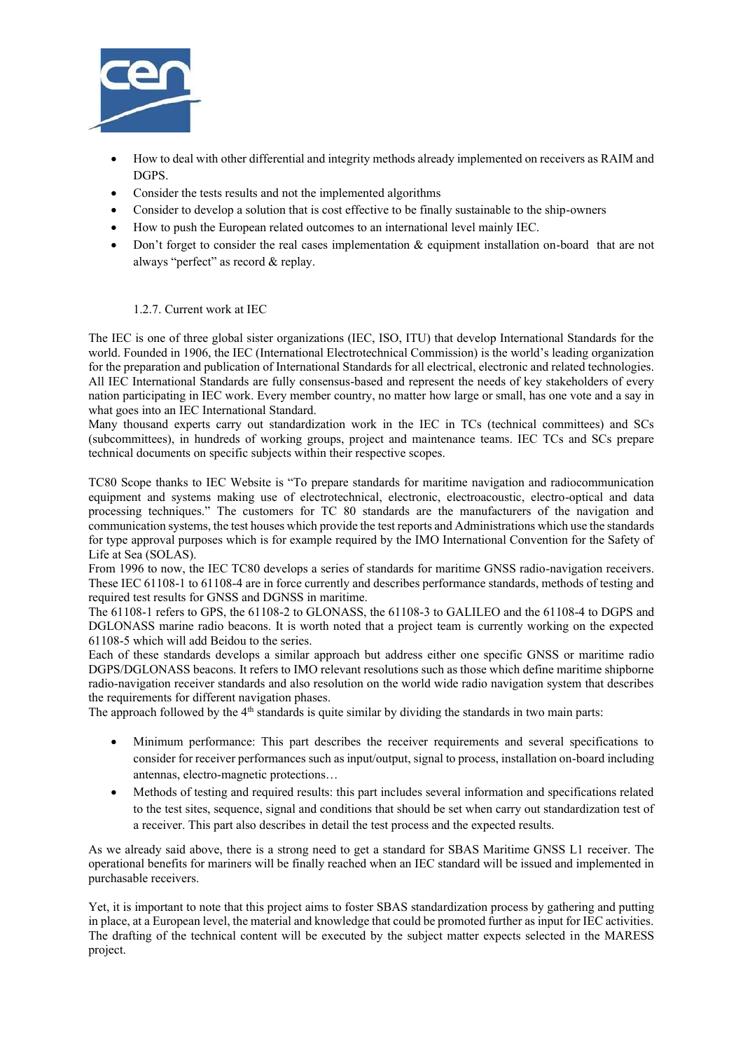- How to deal with other differential and integrity methods already implemented on receivers as RAIM and DGPS.
- Consider the tests results and not the implemented algorithms
- Consider to develop a solution that is cost effective to be finally sustainable to the ship-owners
- How to push the European related outcomes to an international level mainly IEC.
- Don't forget to consider the real cases implementation & equipment installation on-board that are not always "perfect" as record & replay.

### 1.2.7. Current work at IEC

The IEC is one of three global sister organizations (IEC, ISO, ITU) that develop International Standards for the world. Founded in 1906, the IEC (International Electrotechnical Commission) is the world's leading organization for the preparation and publication of International Standards for all electrical, electronic and related technologies. All IEC International Standards are fully consensus-based and represent the needs of key stakeholders of every nation participating in IEC work. Every member country, no matter how large or small, has one vote and a say in what goes into an IEC International Standard.
Many thousand experts carry out standardization work in the IEC in TCs (technical committees) and SCs (subcommittees), in hundreds of working groups, project and maintenance teams. IEC TCs and SCs prepare technical documents on specific subjects within their respective scopes.

TC80 Scope thanks to IEC Website is "To prepare standards for maritime navigation and radiocommunication equipment and systems making use of electrotechnical, electronic, electroacoustic, electro-optical and data processing techniques." The customers for TC 80 standards are the manufacturers of the navigation and communication systems, the test houses which provide the test reports and Administrations which use the standards for type approval purposes which is for example required by the IMO International Convention for the Safety of Life at Sea (SOLAS).
From 1996 to now, the IEC TC80 develops a series of standards for maritime GNSS radio-navigation receivers. These IEC 61108-1 to 61108-4 are in force currently and describes performance standards, methods of testing and required test results for GNSS and DGNSS in maritime.
The 61108-1 refers to GPS, the 61108-2 to GLONASS, the 61108-3 to GALILEO and the 61108-4 to DGPS and DGLONASS marine radio beacons. It is worth noted that a project team is currently working on the expected 61108-5 which will add Beidou to the series.
Each of these standards develops a similar approach but address either one specific GNSS or maritime radio DGPS/DGLONASS beacons. It refers to IMO relevant resolutions such as those which define maritime shipborne radio-navigation receiver standards and also resolution on the world wide radio navigation system that describes the requirements for different navigation phases.
The approach followed by the 4th standards is quite similar by dividing the standards in two main parts:

- Minimum performance: This part describes the receiver requirements and several specifications to consider for receiver performances such as input/output, signal to process, installation on-board including antennas, electro-magnetic protections…
- Methods of testing and required results: this part includes several information and specifications related to the test sites, sequence, signal and conditions that should be set when carry out standardization test of a receiver. This part also describes in detail the test process and the expected results.

As we already said above, there is a strong need to get a standard for SBAS Maritime GNSS L1 receiver. The operational benefits for mariners will be finally reached when an IEC standard will be issued and implemented in purchasable receivers.

Yet, it is important to note that this project aims to foster SBAS standardization process by gathering and putting in place, at a European level, the material and knowledge that could be promoted further as input for IEC activities. The drafting of the technical content will be executed by the subject matter expects selected in the MARESS project.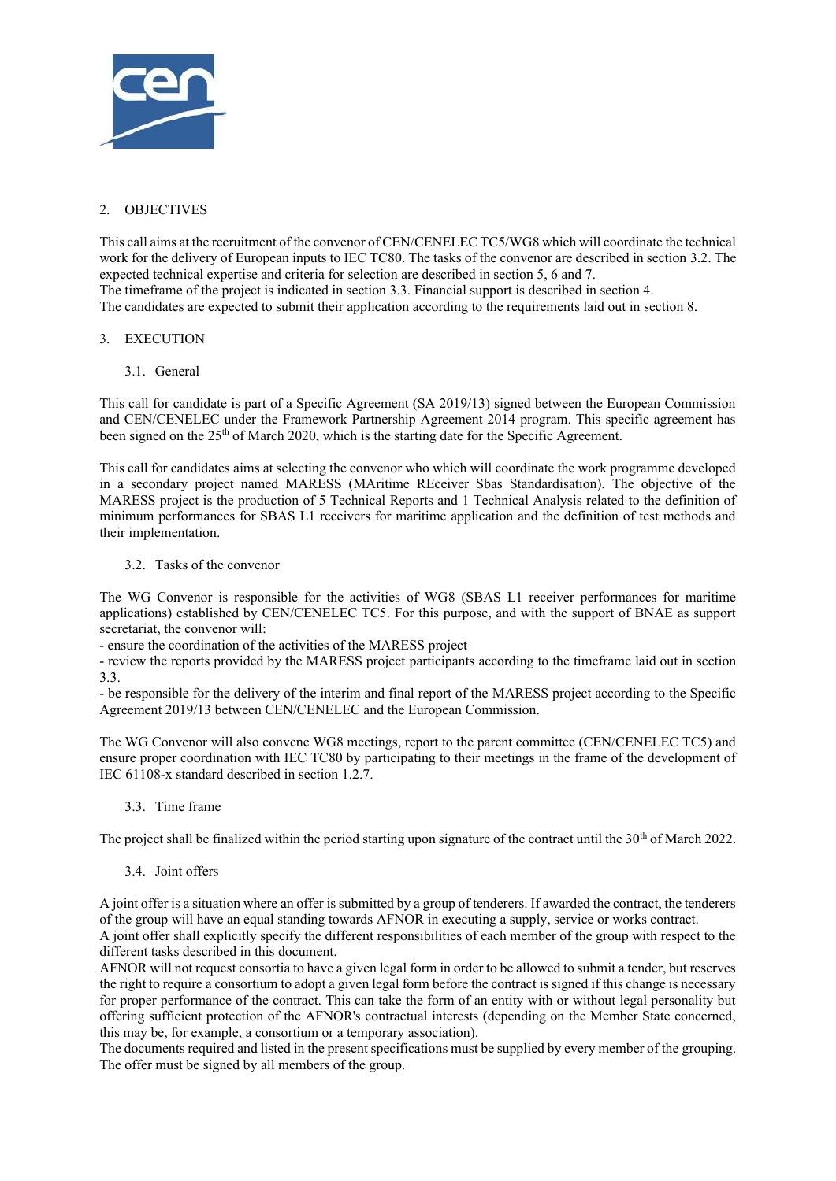## 2. OBJECTIVES

This call aims at the recruitment of the convenor of CEN/CENELEC TC5/WG8 which will coordinate the technical work for the delivery of European inputs to IEC TC80. The tasks of the convenor are described in section 3.2. The expected technical expertise and criteria for selection are described in section 5, 6 and 7.
The timeframe of the project is indicated in section 3.3. Financial support is described in section 4.
The candidates are expected to submit their application according to the requirements laid out in section 8.

## 3. EXECUTION

### 3.1. General

This call for candidate is part of a Specific Agreement (SA 2019/13) signed between the European Commission and CEN/CENELEC under the Framework Partnership Agreement 2014 program. This specific agreement has been signed on the 25th of March 2020, which is the starting date for the Specific Agreement.

This call for candidates aims at selecting the convenor who which will coordinate the work programme developed in a secondary project named MARESS (MAritime REceiver Sbas Standardisation). The objective of the MARESS project is the production of 5 Technical Reports and 1 Technical Analysis related to the definition of minimum performances for SBAS L1 receivers for maritime application and the definition of test methods and their implementation.

### 3.2. Tasks of the convenor

The WG Convenor is responsible for the activities of WG8 (SBAS L1 receiver performances for maritime applications) established by CEN/CENELEC TC5. For this purpose, and with the support of BNAE as support secretariat, the convenor will:

- ensure the coordination of the activities of the MARESS project
- review the reports provided by the MARESS project participants according to the timeframe laid out in section 3.3.
- be responsible for the delivery of the interim and final report of the MARESS project according to the Specific Agreement 2019/13 between CEN/CENELEC and the European Commission.

The WG Convenor will also convene WG8 meetings, report to the parent committee (CEN/CENELEC TC5) and ensure proper coordination with IEC TC80 by participating to their meetings in the frame of the development of IEC 61108-x standard described in section 1.2.7.

### 3.3. Time frame

The project shall be finalized within the period starting upon signature of the contract until the 30th of March 2022.

### 3.4. Joint offers

A joint offer is a situation where an offer is submitted by a group of tenderers. If awarded the contract, the tenderers of the group will have an equal standing towards AFNOR in executing a supply, service or works contract.
A joint offer shall explicitly specify the different responsibilities of each member of the group with respect to the different tasks described in this document.
AFNOR will not request consortia to have a given legal form in order to be allowed to submit a tender, but reserves the right to require a consortium to adopt a given legal form before the contract is signed if this change is necessary for proper performance of the contract. This can take the form of an entity with or without legal personality but offering sufficient protection of the AFNOR's contractual interests (depending on the Member State concerned, this may be, for example, a consortium or a temporary association).
The documents required and listed in the present specifications must be supplied by every member of the grouping. The offer must be signed by all members of the group.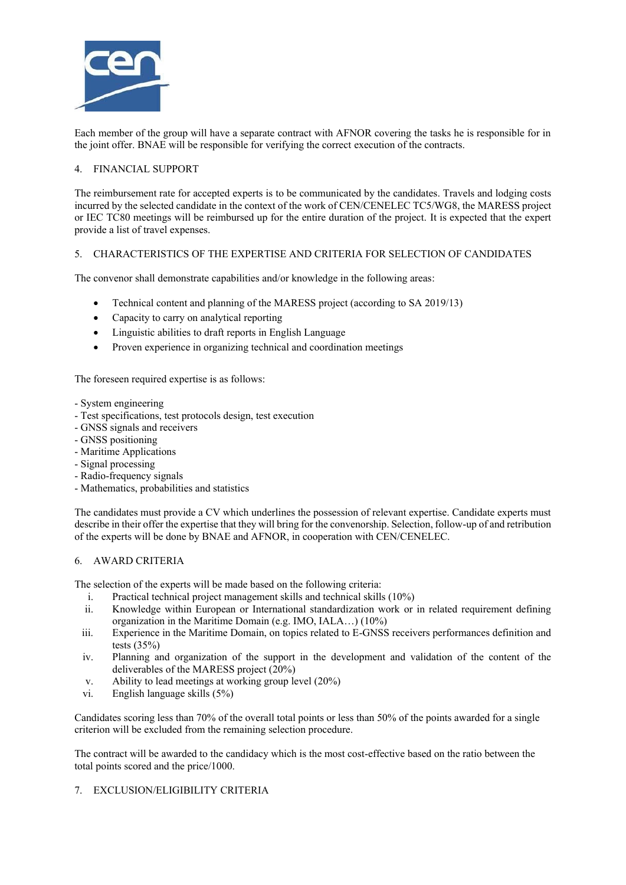Each member of the group will have a separate contract with AFNOR covering the tasks he is responsible for in the joint offer. BNAE will be responsible for verifying the correct execution of the contracts.

## 4. FINANCIAL SUPPORT

The reimbursement rate for accepted experts is to be communicated by the candidates. Travels and lodging costs incurred by the selected candidate in the context of the work of CEN/CENELEC TC5/WG8, the MARESS project or IEC TC80 meetings will be reimbursed up for the entire duration of the project. It is expected that the expert provide a list of travel expenses.

## 5. CHARACTERISTICS OF THE EXPERTISE AND CRITERIA FOR SELECTION OF CANDIDATES

The convenor shall demonstrate capabilities and/or knowledge in the following areas:

- Technical content and planning of the MARESS project (according to SA 2019/13)
- Capacity to carry on analytical reporting
- Linguistic abilities to draft reports in English Language
- Proven experience in organizing technical and coordination meetings

The foreseen required expertise is as follows:

- System engineering
- Test specifications, test protocols design, test execution
- GNSS signals and receivers
- GNSS positioning
- Maritime Applications
- Signal processing
- Radio-frequency signals
- Mathematics, probabilities and statistics

The candidates must provide a CV which underlines the possession of relevant expertise. Candidate experts must describe in their offer the expertise that they will bring for the convenorship. Selection, follow-up of and retribution of the experts will be done by BNAE and AFNOR, in cooperation with CEN/CENELEC.

## 6. AWARD CRITERIA

The selection of the experts will be made based on the following criteria:

i. Practical technical project management skills and technical skills (10%)
ii. Knowledge within European or International standardization work or in related requirement defining organization in the Maritime Domain (e.g. IMO, IALA…) (10%)
iii. Experience in the Maritime Domain, on topics related to E-GNSS receivers performances definition and tests (35%)
iv. Planning and organization of the support in the development and validation of the content of the deliverables of the MARESS project (20%)
v. Ability to lead meetings at working group level (20%)
vi. English language skills (5%)

Candidates scoring less than 70% of the overall total points or less than 50% of the points awarded for a single criterion will be excluded from the remaining selection procedure.

The contract will be awarded to the candidacy which is the most cost-effective based on the ratio between the total points scored and the price/1000.

## 7. EXCLUSION/ELIGIBILITY CRITERIA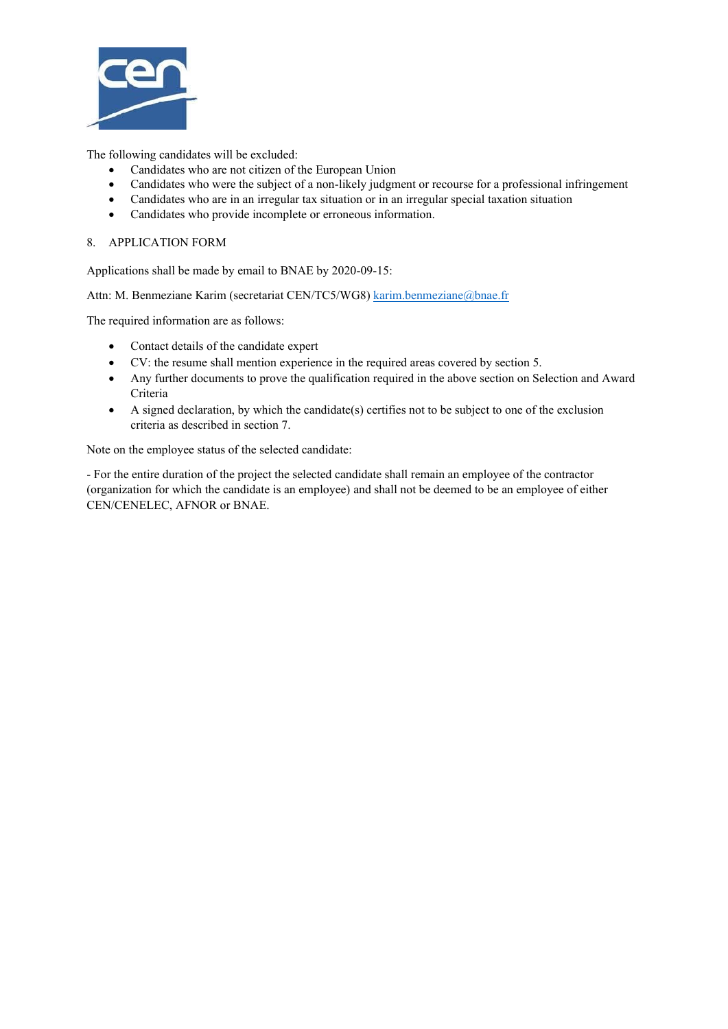The following candidates will be excluded:

- Candidates who are not citizen of the European Union
- Candidates who were the subject of a non-likely judgment or recourse for a professional infringement
- Candidates who are in an irregular tax situation or in an irregular special taxation situation
- Candidates who provide incomplete or erroneous information.

## 8. APPLICATION FORM

Applications shall be made by email to BNAE by 2020-09-15:

Attn: M. Benmeziane Karim (secretariat CEN/TC5/WG8) karim.benmeziane@bnae.fr

The required information are as follows:

- Contact details of the candidate expert
- CV: the resume shall mention experience in the required areas covered by section 5.
- Any further documents to prove the qualification required in the above section on Selection and Award Criteria
- A signed declaration, by which the candidate(s) certifies not to be subject to one of the exclusion criteria as described in section 7.

Note on the employee status of the selected candidate:

- For the entire duration of the project the selected candidate shall remain an employee of the contractor (organization for which the candidate is an employee) and shall not be deemed to be an employee of either CEN/CENELEC, AFNOR or BNAE.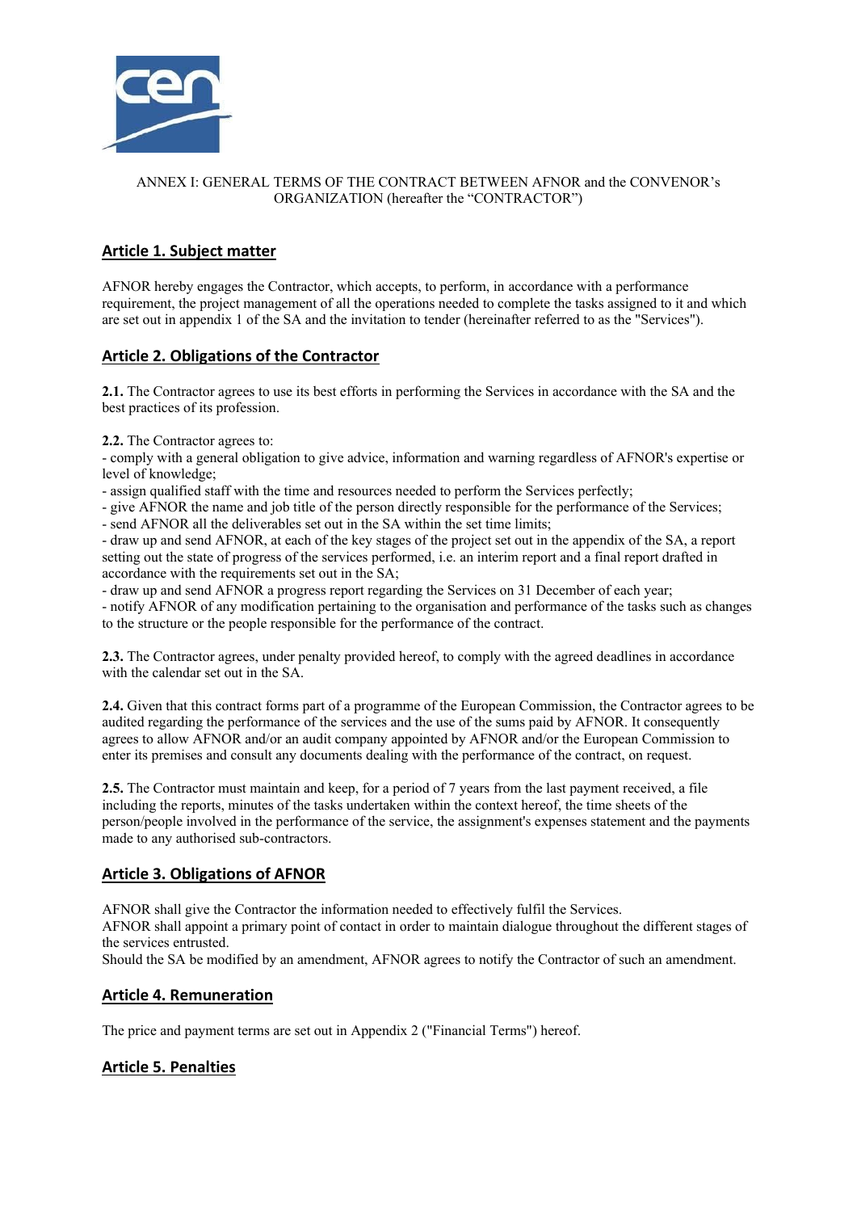ANNEX I: GENERAL TERMS OF THE CONTRACT BETWEEN AFNOR and the CONVENOR's ORGANIZATION (hereafter the "CONTRACTOR")

## Article 1. Subject matter

AFNOR hereby engages the Contractor, which accepts, to perform, in accordance with a performance requirement, the project management of all the operations needed to complete the tasks assigned to it and which are set out in appendix 1 of the SA and the invitation to tender (hereinafter referred to as the "Services").

## Article 2. Obligations of the Contractor

**2.1.** The Contractor agrees to use its best efforts in performing the Services in accordance with the SA and the best practices of its profession.

**2.2.** The Contractor agrees to:

- comply with a general obligation to give advice, information and warning regardless of AFNOR's expertise or level of knowledge;
- assign qualified staff with the time and resources needed to perform the Services perfectly;
- give AFNOR the name and job title of the person directly responsible for the performance of the Services;
- send AFNOR all the deliverables set out in the SA within the set time limits;
- draw up and send AFNOR, at each of the key stages of the project set out in the appendix of the SA, a report setting out the state of progress of the services performed, i.e. an interim report and a final report drafted in accordance with the requirements set out in the SA;
- draw up and send AFNOR a progress report regarding the Services on 31 December of each year;
- notify AFNOR of any modification pertaining to the organisation and performance of the tasks such as changes to the structure or the people responsible for the performance of the contract.

**2.3.** The Contractor agrees, under penalty provided hereof, to comply with the agreed deadlines in accordance with the calendar set out in the SA.

**2.4.** Given that this contract forms part of a programme of the European Commission, the Contractor agrees to be audited regarding the performance of the services and the use of the sums paid by AFNOR. It consequently agrees to allow AFNOR and/or an audit company appointed by AFNOR and/or the European Commission to enter its premises and consult any documents dealing with the performance of the contract, on request.

**2.5.** The Contractor must maintain and keep, for a period of 7 years from the last payment received, a file including the reports, minutes of the tasks undertaken within the context hereof, the time sheets of the person/people involved in the performance of the service, the assignment's expenses statement and the payments made to any authorised sub-contractors.

## Article 3. Obligations of AFNOR

AFNOR shall give the Contractor the information needed to effectively fulfil the Services.
AFNOR shall appoint a primary point of contact in order to maintain dialogue throughout the different stages of the services entrusted.
Should the SA be modified by an amendment, AFNOR agrees to notify the Contractor of such an amendment.

## Article 4. Remuneration

The price and payment terms are set out in Appendix 2 ("Financial Terms") hereof.

## Article 5. Penalties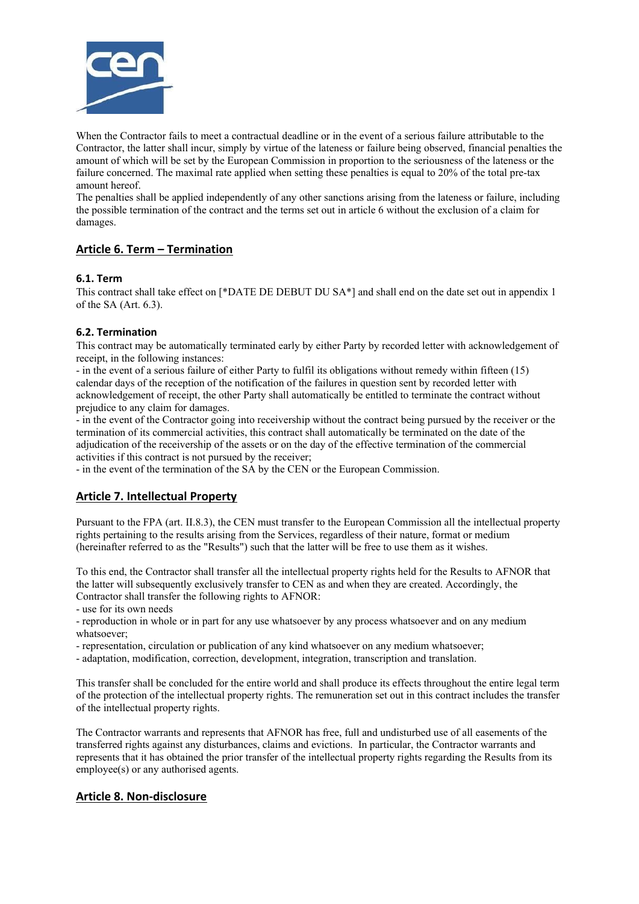When the Contractor fails to meet a contractual deadline or in the event of a serious failure attributable to the Contractor, the latter shall incur, simply by virtue of the lateness or failure being observed, financial penalties the amount of which will be set by the European Commission in proportion to the seriousness of the lateness or the failure concerned. The maximal rate applied when setting these penalties is equal to 20% of the total pre-tax amount hereof.
The penalties shall be applied independently of any other sanctions arising from the lateness or failure, including the possible termination of the contract and the terms set out in article 6 without the exclusion of a claim for damages.

## Article 6. Term – Termination

### 6.1. Term

This contract shall take effect on [*DATE DE DEBUT DU SA*] and shall end on the date set out in appendix 1 of the SA (Art. 6.3).

### 6.2. Termination

This contract may be automatically terminated early by either Party by recorded letter with acknowledgement of receipt, in the following instances:

- in the event of a serious failure of either Party to fulfil its obligations without remedy within fifteen (15) calendar days of the reception of the notification of the failures in question sent by recorded letter with acknowledgement of receipt, the other Party shall automatically be entitled to terminate the contract without prejudice to any claim for damages.
- in the event of the Contractor going into receivership without the contract being pursued by the receiver or the termination of its commercial activities, this contract shall automatically be terminated on the date of the adjudication of the receivership of the assets or on the day of the effective termination of the commercial activities if this contract is not pursued by the receiver;
- in the event of the termination of the SA by the CEN or the European Commission.

## Article 7. Intellectual Property

Pursuant to the FPA (art. II.8.3), the CEN must transfer to the European Commission all the intellectual property rights pertaining to the results arising from the Services, regardless of their nature, format or medium (hereinafter referred to as the "Results") such that the latter will be free to use them as it wishes.

To this end, the Contractor shall transfer all the intellectual property rights held for the Results to AFNOR that the latter will subsequently exclusively transfer to CEN as and when they are created. Accordingly, the Contractor shall transfer the following rights to AFNOR:

- use for its own needs
- reproduction in whole or in part for any use whatsoever by any process whatsoever and on any medium whatsoever;
- representation, circulation or publication of any kind whatsoever on any medium whatsoever;
- adaptation, modification, correction, development, integration, transcription and translation.

This transfer shall be concluded for the entire world and shall produce its effects throughout the entire legal term of the protection of the intellectual property rights. The remuneration set out in this contract includes the transfer of the intellectual property rights.

The Contractor warrants and represents that AFNOR has free, full and undisturbed use of all easements of the transferred rights against any disturbances, claims and evictions. In particular, the Contractor warrants and represents that it has obtained the prior transfer of the intellectual property rights regarding the Results from its employee(s) or any authorised agents.

## Article 8. Non-disclosure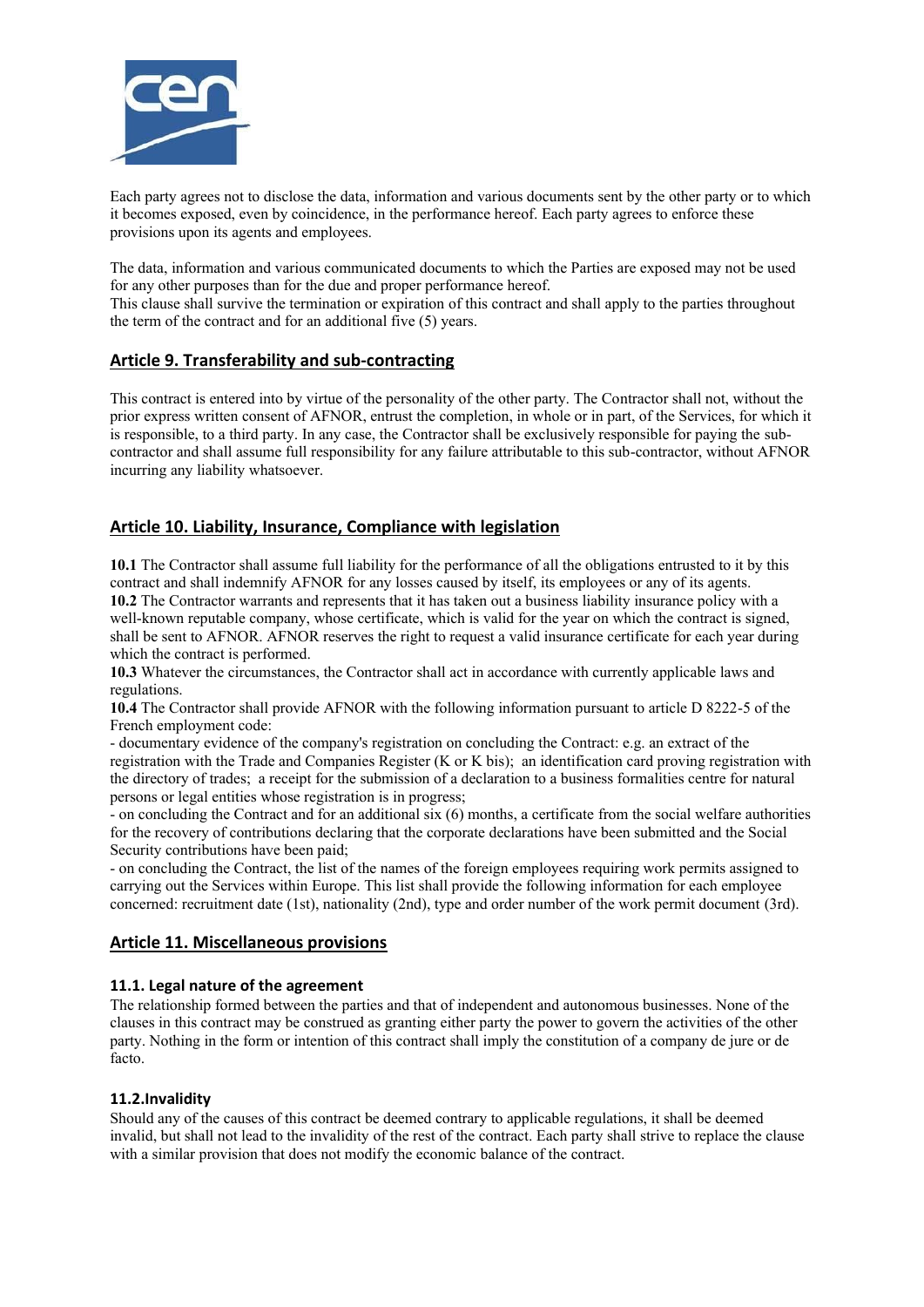Each party agrees not to disclose the data, information and various documents sent by the other party or to which it becomes exposed, even by coincidence, in the performance hereof. Each party agrees to enforce these provisions upon its agents and employees.

The data, information and various communicated documents to which the Parties are exposed may not be used for any other purposes than for the due and proper performance hereof.
This clause shall survive the termination or expiration of this contract and shall apply to the parties throughout the term of the contract and for an additional five (5) years.

## Article 9. Transferability and sub-contracting

This contract is entered into by virtue of the personality of the other party. The Contractor shall not, without the prior express written consent of AFNOR, entrust the completion, in whole or in part, of the Services, for which it is responsible, to a third party. In any case, the Contractor shall be exclusively responsible for paying the sub-contractor and shall assume full responsibility for any failure attributable to this sub-contractor, without AFNOR incurring any liability whatsoever.

## Article 10. Liability, Insurance, Compliance with legislation

**10.1** The Contractor shall assume full liability for the performance of all the obligations entrusted to it by this contract and shall indemnify AFNOR for any losses caused by itself, its employees or any of its agents.
**10.2** The Contractor warrants and represents that it has taken out a business liability insurance policy with a well-known reputable company, whose certificate, which is valid for the year on which the contract is signed, shall be sent to AFNOR. AFNOR reserves the right to request a valid insurance certificate for each year during which the contract is performed.
**10.3** Whatever the circumstances, the Contractor shall act in accordance with currently applicable laws and regulations.
**10.4** The Contractor shall provide AFNOR with the following information pursuant to article D 8222-5 of the French employment code:
- documentary evidence of the company's registration on concluding the Contract: e.g. an extract of the registration with the Trade and Companies Register (K or K bis); an identification card proving registration with the directory of trades; a receipt for the submission of a declaration to a business formalities centre for natural persons or legal entities whose registration is in progress;
- on concluding the Contract and for an additional six (6) months, a certificate from the social welfare authorities for the recovery of contributions declaring that the corporate declarations have been submitted and the Social Security contributions have been paid;
- on concluding the Contract, the list of the names of the foreign employees requiring work permits assigned to carrying out the Services within Europe. This list shall provide the following information for each employee concerned: recruitment date (1st), nationality (2nd), type and order number of the work permit document (3rd).

## Article 11. Miscellaneous provisions

### 11.1. Legal nature of the agreement

The relationship formed between the parties and that of independent and autonomous businesses. None of the clauses in this contract may be construed as granting either party the power to govern the activities of the other party. Nothing in the form or intention of this contract shall imply the constitution of a company de jure or de facto.

### 11.2.Invalidity

Should any of the causes of this contract be deemed contrary to applicable regulations, it shall be deemed invalid, but shall not lead to the invalidity of the rest of the contract. Each party shall strive to replace the clause with a similar provision that does not modify the economic balance of the contract.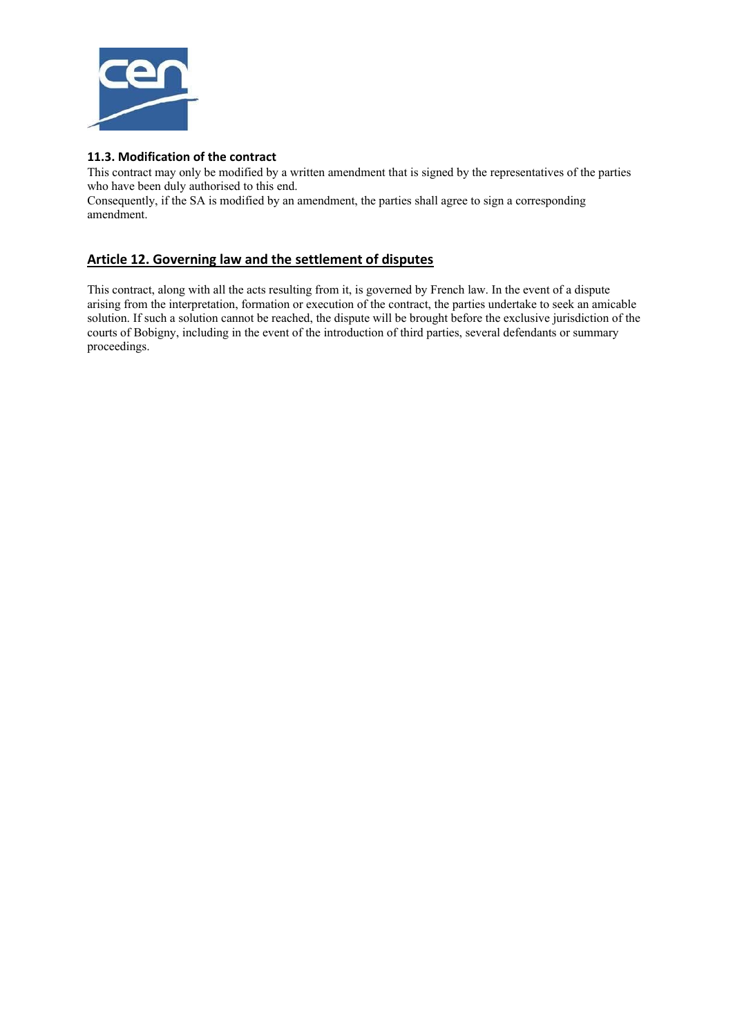### 11.3. Modification of the contract

This contract may only be modified by a written amendment that is signed by the representatives of the parties who have been duly authorised to this end.

Consequently, if the SA is modified by an amendment, the parties shall agree to sign a corresponding amendment.

## Article 12. Governing law and the settlement of disputes

This contract, along with all the acts resulting from it, is governed by French law. In the event of a dispute arising from the interpretation, formation or execution of the contract, the parties undertake to seek an amicable solution. If such a solution cannot be reached, the dispute will be brought before the exclusive jurisdiction of the courts of Bobigny, including in the event of the introduction of third parties, several defendants or summary proceedings.